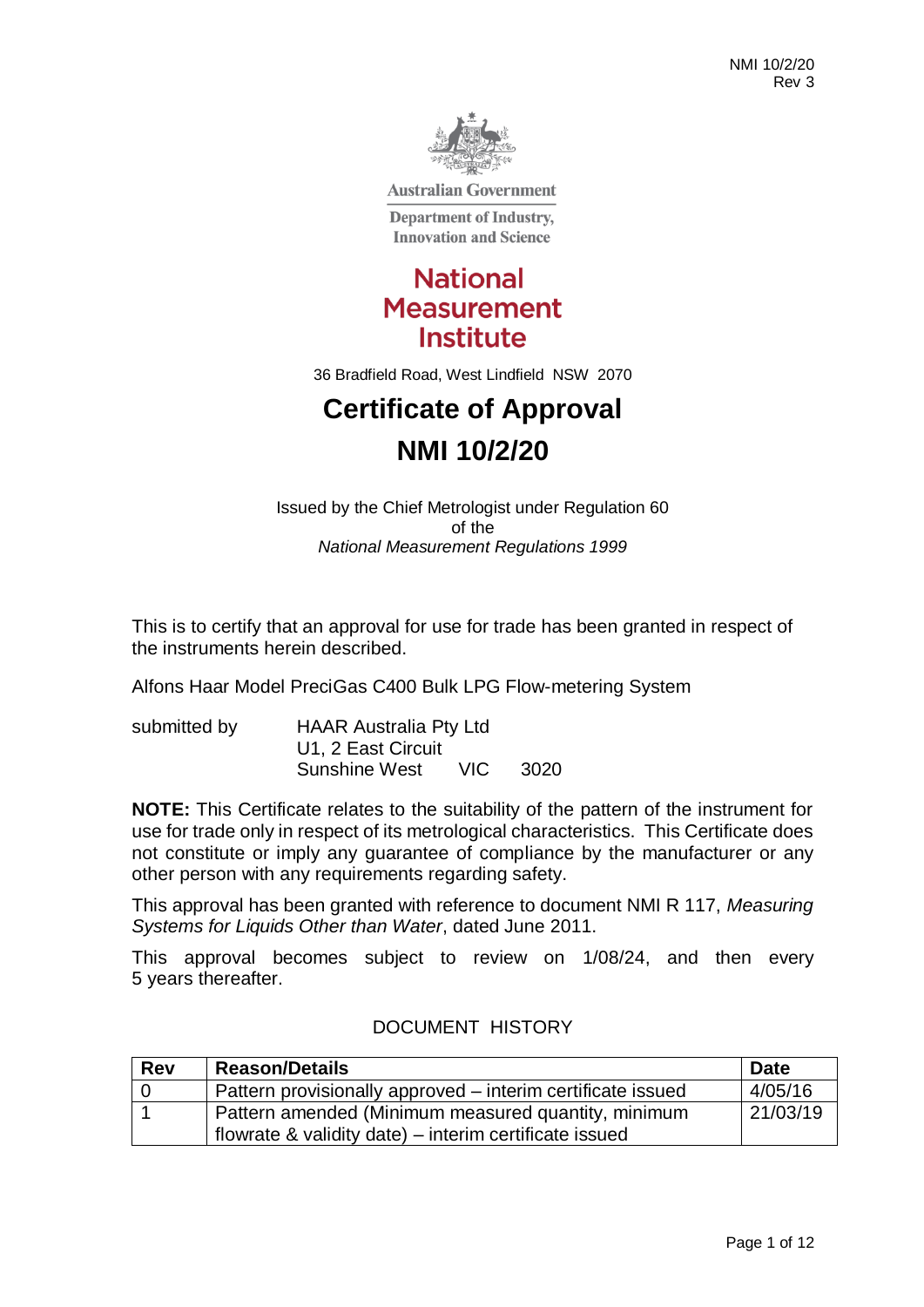Australian Government

Department of Industry, Innovation and Science

National Measurement Institute

36 Bradfield Road, West Lindfield NSW 2070

# Certificate of Approval

# NMI 10/2/20

Issued by the Chief Metrologist under Regulation 60
of the
*National Measurement Regulations 1999*

This is to certify that an approval for use for trade has been granted in respect of the instruments herein described.

Alfons Haar Model PreciGas C400 Bulk LPG Flow-metering System

submitted by HAAR Australia Pty Ltd
U1, 2 East Circuit
Sunshine West VIC 3020

**NOTE:** This Certificate relates to the suitability of the pattern of the instrument for use for trade only in respect of its metrological characteristics. This Certificate does not constitute or imply any guarantee of compliance by the manufacturer or any other person with any requirements regarding safety.

This approval has been granted with reference to document NMI R 117, *Measuring Systems for Liquids Other than Water*, dated June 2011.

This approval becomes subject to review on 1/08/24, and then every 5 years thereafter.

DOCUMENT HISTORY

| Rev | Reason/Details | Date |
|---|---|---|
| 0 | Pattern provisionally approved – interim certificate issued | 4/05/16 |
| 1 | Pattern amended (Minimum measured quantity, minimum flowrate & validity date) – interim certificate issued | 21/03/19 |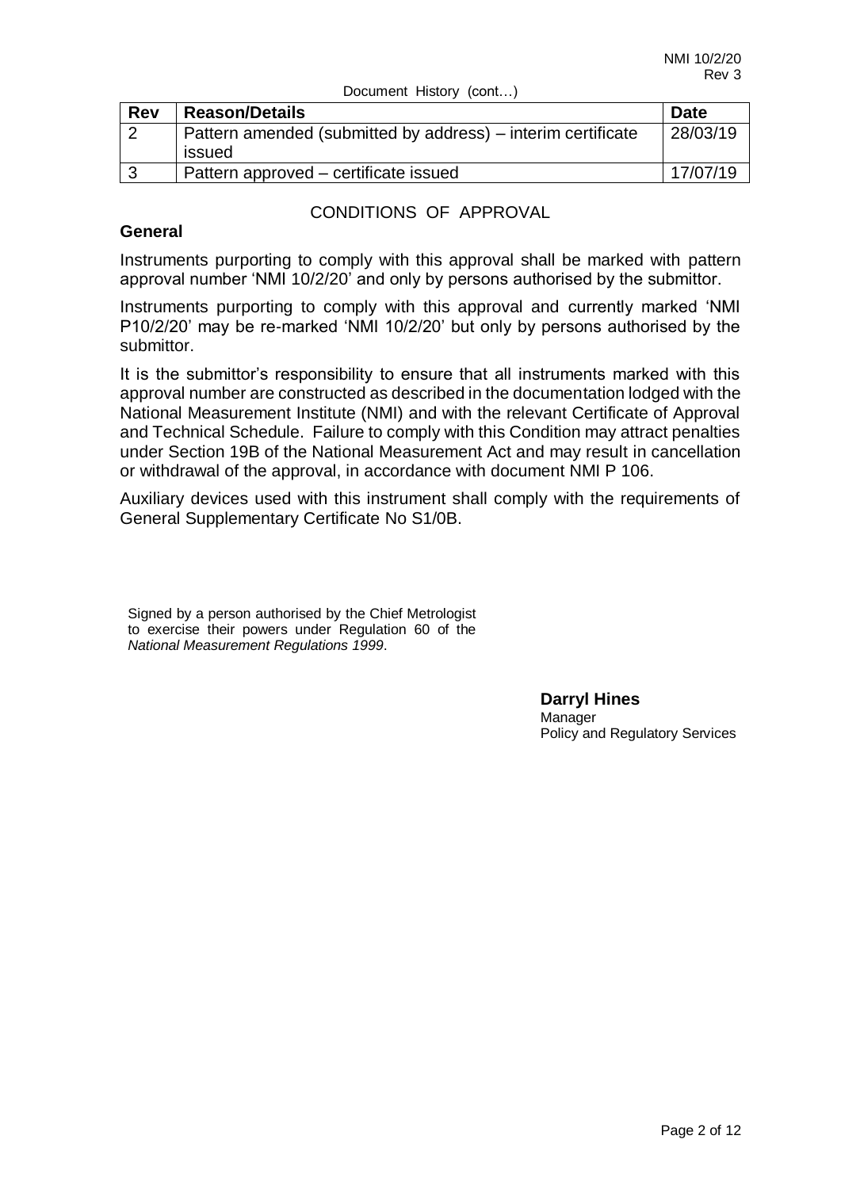Document History (cont…)

| Rev | Reason/Details | Date |
|---|---|---|
| 2 | Pattern amended (submitted by address) – interim certificate issued | 28/03/19 |
| 3 | Pattern approved – certificate issued | 17/07/19 |

## CONDITIONS OF APPROVAL

### General

Instruments purporting to comply with this approval shall be marked with pattern approval number 'NMI 10/2/20' and only by persons authorised by the submittor.

Instruments purporting to comply with this approval and currently marked 'NMI P10/2/20' may be re-marked 'NMI 10/2/20' but only by persons authorised by the submittor.

It is the submittor's responsibility to ensure that all instruments marked with this approval number are constructed as described in the documentation lodged with the National Measurement Institute (NMI) and with the relevant Certificate of Approval and Technical Schedule. Failure to comply with this Condition may attract penalties under Section 19B of the National Measurement Act and may result in cancellation or withdrawal of the approval, in accordance with document NMI P 106.

Auxiliary devices used with this instrument shall comply with the requirements of General Supplementary Certificate No S1/0B.

Signed by a person authorised by the Chief Metrologist to exercise their powers under Regulation 60 of the *National Measurement Regulations 1999*.

**Darryl Hines**
Manager
Policy and Regulatory Services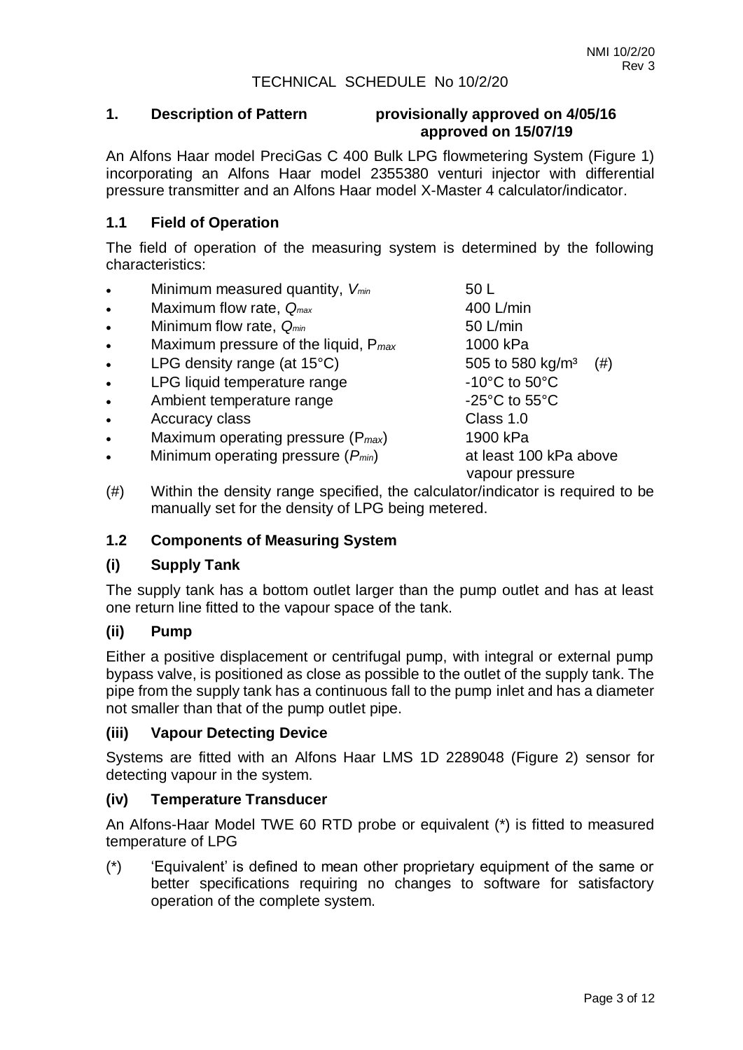# TECHNICAL SCHEDULE No 10/2/20

## 1. Description of Pattern

**provisionally approved on 4/05/16**
**approved on 15/07/19**

An Alfons Haar model PreciGas C 400 Bulk LPG flowmetering System (Figure 1) incorporating an Alfons Haar model 2355380 venturi injector with differential pressure transmitter and an Alfons Haar model X-Master 4 calculator/indicator.

### 1.1 Field of Operation

The field of operation of the measuring system is determined by the following characteristics:

- Minimum measured quantity, $V_{min}$ — 50 L
- Maximum flow rate, $Q_{max}$ — 400 L/min
- Minimum flow rate, $Q_{min}$ — 50 L/min
- Maximum pressure of the liquid, $P_{max}$ — 1000 kPa
- LPG density range (at 15°C) — 505 to 580 kg/m³ (#)
- LPG liquid temperature range — -10°C to 50°C
- Ambient temperature range — -25°C to 55°C
- Accuracy class — Class 1.0
- Maximum operating pressure ($P_{max}$) — 1900 kPa
- Minimum operating pressure ($P_{min}$) — at least 100 kPa above vapour pressure

(#) Within the density range specified, the calculator/indicator is required to be manually set for the density of LPG being metered.

### 1.2 Components of Measuring System

#### (i) Supply Tank

The supply tank has a bottom outlet larger than the pump outlet and has at least one return line fitted to the vapour space of the tank.

#### (ii) Pump

Either a positive displacement or centrifugal pump, with integral or external pump bypass valve, is positioned as close as possible to the outlet of the supply tank. The pipe from the supply tank has a continuous fall to the pump inlet and has a diameter not smaller than that of the pump outlet pipe.

#### (iii) Vapour Detecting Device

Systems are fitted with an Alfons Haar LMS 1D 2289048 (Figure 2) sensor for detecting vapour in the system.

#### (iv) Temperature Transducer

An Alfons-Haar Model TWE 60 RTD probe or equivalent (*) is fitted to measured temperature of LPG

(*) 'Equivalent' is defined to mean other proprietary equipment of the same or better specifications requiring no changes to software for satisfactory operation of the complete system.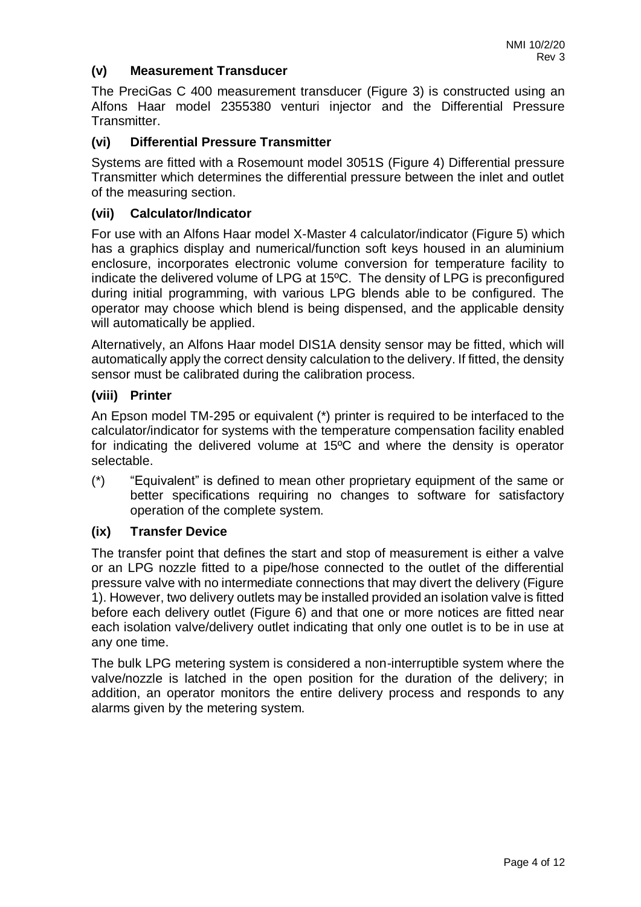### (v) Measurement Transducer

The PreciGas C 400 measurement transducer (Figure 3) is constructed using an Alfons Haar model 2355380 venturi injector and the Differential Pressure Transmitter.

### (vi) Differential Pressure Transmitter

Systems are fitted with a Rosemount model 3051S (Figure 4) Differential pressure Transmitter which determines the differential pressure between the inlet and outlet of the measuring section.

### (vii) Calculator/Indicator

For use with an Alfons Haar model X-Master 4 calculator/indicator (Figure 5) which has a graphics display and numerical/function soft keys housed in an aluminium enclosure, incorporates electronic volume conversion for temperature facility to indicate the delivered volume of LPG at 15ºC. The density of LPG is preconfigured during initial programming, with various LPG blends able to be configured. The operator may choose which blend is being dispensed, and the applicable density will automatically be applied.

Alternatively, an Alfons Haar model DIS1A density sensor may be fitted, which will automatically apply the correct density calculation to the delivery. If fitted, the density sensor must be calibrated during the calibration process.

### (viii) Printer

An Epson model TM-295 or equivalent (*) printer is required to be interfaced to the calculator/indicator for systems with the temperature compensation facility enabled for indicating the delivered volume at 15ºC and where the density is operator selectable.

(*) "Equivalent" is defined to mean other proprietary equipment of the same or better specifications requiring no changes to software for satisfactory operation of the complete system.

### (ix) Transfer Device

The transfer point that defines the start and stop of measurement is either a valve or an LPG nozzle fitted to a pipe/hose connected to the outlet of the differential pressure valve with no intermediate connections that may divert the delivery (Figure 1). However, two delivery outlets may be installed provided an isolation valve is fitted before each delivery outlet (Figure 6) and that one or more notices are fitted near each isolation valve/delivery outlet indicating that only one outlet is to be in use at any one time.

The bulk LPG metering system is considered a non-interruptible system where the valve/nozzle is latched in the open position for the duration of the delivery; in addition, an operator monitors the entire delivery process and responds to any alarms given by the metering system.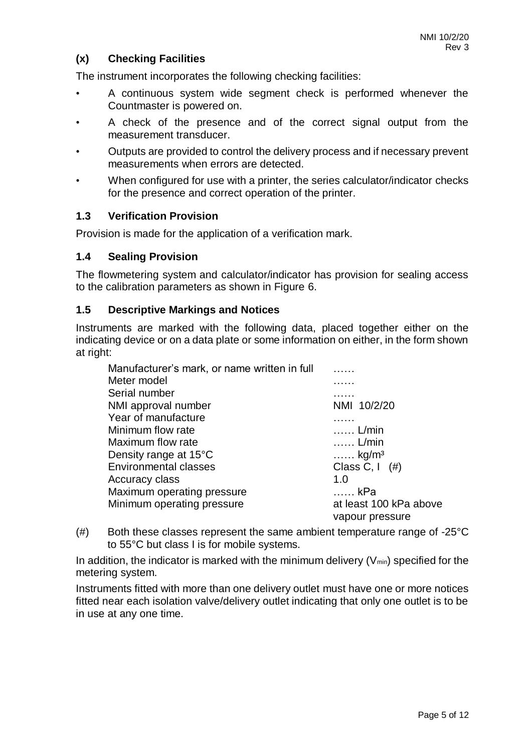### (x) Checking Facilities

The instrument incorporates the following checking facilities:

- A continuous system wide segment check is performed whenever the Countmaster is powered on.
- A check of the presence and of the correct signal output from the measurement transducer.
- Outputs are provided to control the delivery process and if necessary prevent measurements when errors are detected.
- When configured for use with a printer, the series calculator/indicator checks for the presence and correct operation of the printer.

### 1.3 Verification Provision

Provision is made for the application of a verification mark.

### 1.4 Sealing Provision

The flowmetering system and calculator/indicator has provision for sealing access to the calibration parameters as shown in Figure 6.

### 1.5 Descriptive Markings and Notices

Instruments are marked with the following data, placed together either on the indicating device or on a data plate or some information on either, in the form shown at right:

| | |
|---|---|
| Manufacturer's mark, or name written in full | …… |
| Meter model | …… |
| Serial number | …… |
| NMI approval number | NMI 10/2/20 |
| Year of manufacture | …… |
| Minimum flow rate | …… L/min |
| Maximum flow rate | …… L/min |
| Density range at 15°C | …… kg/m³ |
| Environmental classes | Class C, I (#) |
| Accuracy class | 1.0 |
| Maximum operating pressure | …… kPa |
| Minimum operating pressure | at least 100 kPa above vapour pressure |

(#) Both these classes represent the same ambient temperature range of -25°C to 55°C but class I is for mobile systems.

In addition, the indicator is marked with the minimum delivery ($V_{min}$) specified for the metering system.

Instruments fitted with more than one delivery outlet must have one or more notices fitted near each isolation valve/delivery outlet indicating that only one outlet is to be in use at any one time.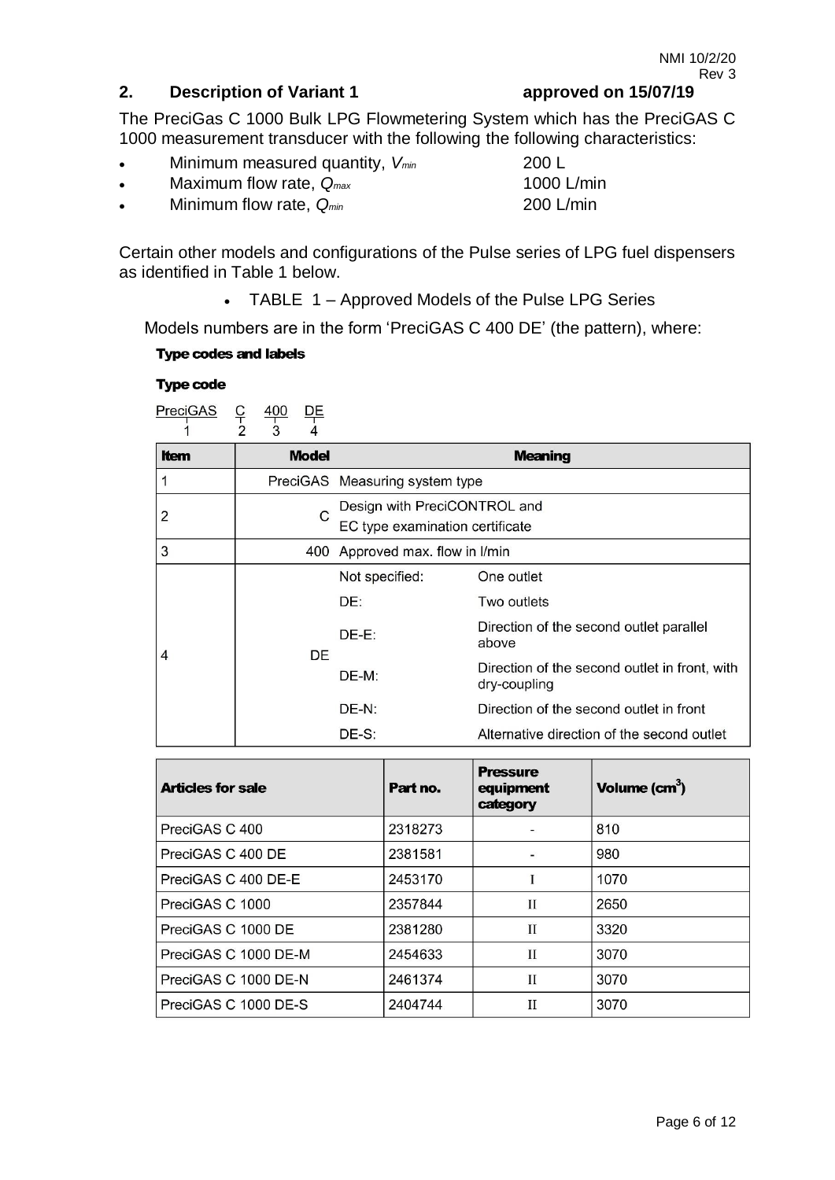## 2. Description of Variant 1 approved on 15/07/19

The PreciGas C 1000 Bulk LPG Flowmetering System which has the PreciGAS C 1000 measurement transducer with the following the following characteristics:

- Minimum measured quantity, $V_{min}$ 200 L
- Maximum flow rate, $Q_{max}$ 1000 L/min
- Minimum flow rate, $Q_{min}$ 200 L/min

Certain other models and configurations of the Pulse series of LPG fuel dispensers as identified in Table 1 below.

- TABLE 1 – Approved Models of the Pulse LPG Series

Models numbers are in the form 'PreciGAS C 400 DE' (the pattern), where:

**Type codes and labels**

**Type code**

```
PreciGAS  C  400  DE
   1      2   3    4
```

| Item | Model | Meaning | |
|---|---|---|---|
| 1 | PreciGAS | Measuring system type | |
| 2 | C | Design with PreciCONTROL and EC type examination certificate | |
| 3 | 400 | Approved max. flow in l/min | |
| 4 | DE | Not specified: | One outlet |
| | | DE: | Two outlets |
| | | DE-E: | Direction of the second outlet parallel above |
| | | DE-M: | Direction of the second outlet in front, with dry-coupling |
| | | DE-N: | Direction of the second outlet in front |
| | | DE-S: | Alternative direction of the second outlet |

| Articles for sale | Part no. | Pressure equipment category | Volume ($cm^3$) |
|---|---|---|---|
| PreciGAS C 400 | 2318273 | - | 810 |
| PreciGAS C 400 DE | 2381581 | - | 980 |
| PreciGAS C 400 DE-E | 2453170 | I | 1070 |
| PreciGAS C 1000 | 2357844 | II | 2650 |
| PreciGAS C 1000 DE | 2381280 | II | 3320 |
| PreciGAS C 1000 DE-M | 2454633 | II | 3070 |
| PreciGAS C 1000 DE-N | 2461374 | II | 3070 |
| PreciGAS C 1000 DE-S | 2404744 | II | 3070 |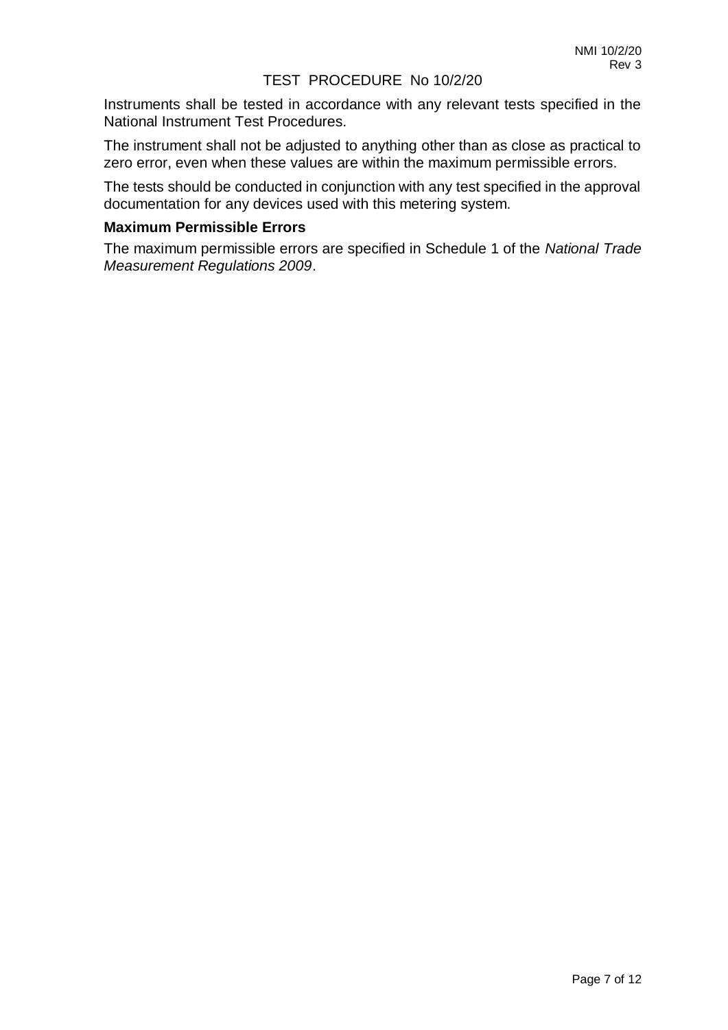Instruments shall be tested in accordance with any relevant tests specified in the National Instrument Test Procedures.

The instrument shall not be adjusted to anything other than as close as practical to zero error, even when these values are within the maximum permissible errors.

The tests should be conducted in conjunction with any test specified in the approval documentation for any devices used with this metering system.

**Maximum Permissible Errors**

The maximum permissible errors are specified in Schedule 1 of the *National Trade Measurement Regulations 2009*.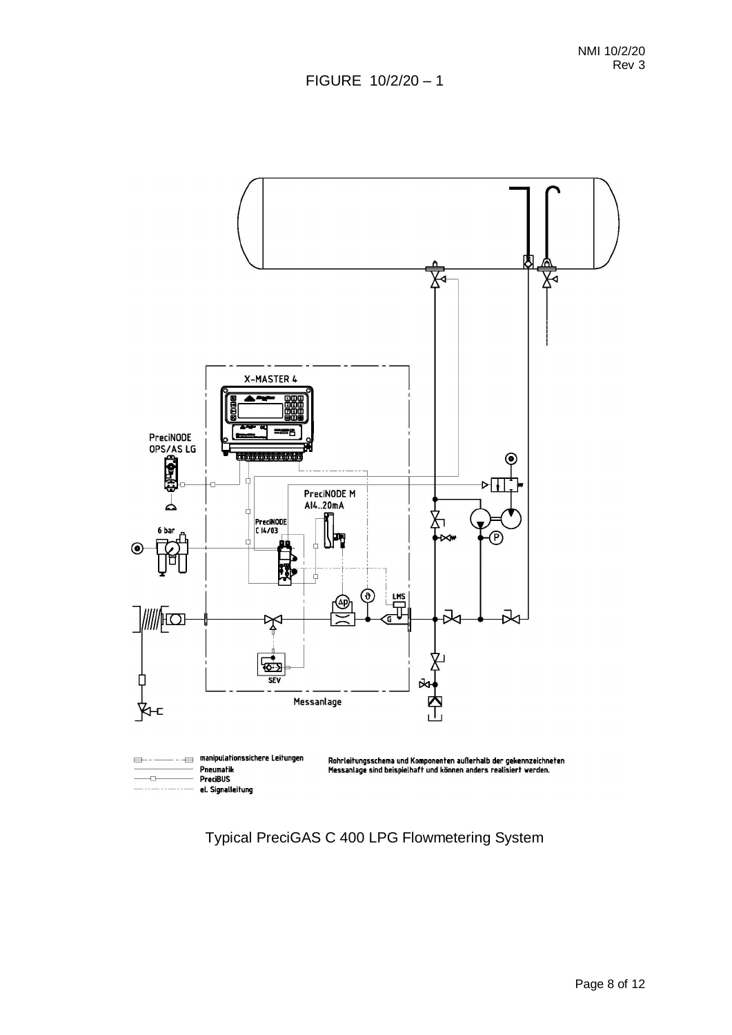FIGURE 10/2/20 – 1

X-MASTER 4

PreciNODE OPS/AS LG

PreciNODE M AI4..20mA

PreciNODE C I4/O3

6 bar

LMS

SEV

Messanlage

manipulationssichere Leitungen
Pneumatik
PreciBUS
el. Signalleitung

Rohrleitungsschema und Komponenten außerhalb der gekennzeichneten Messanlage sind beispielhaft und können anders realisiert werden.

Typical PreciGAS C 400 LPG Flowmetering System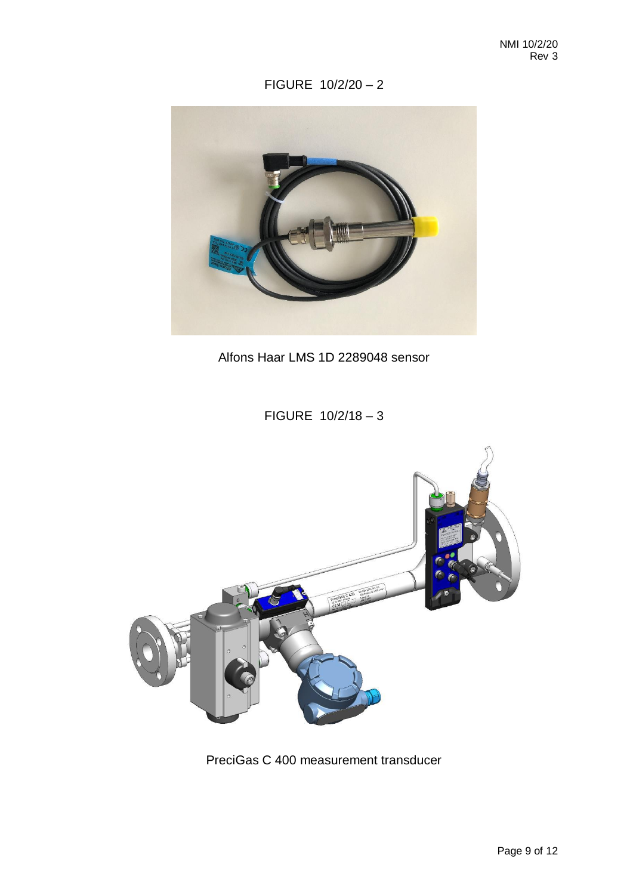FIGURE 10/2/20 – 2

Alfons Haar LMS 1D 2289048 sensor

FIGURE 10/2/18 – 3

PreciGas C 400 measurement transducer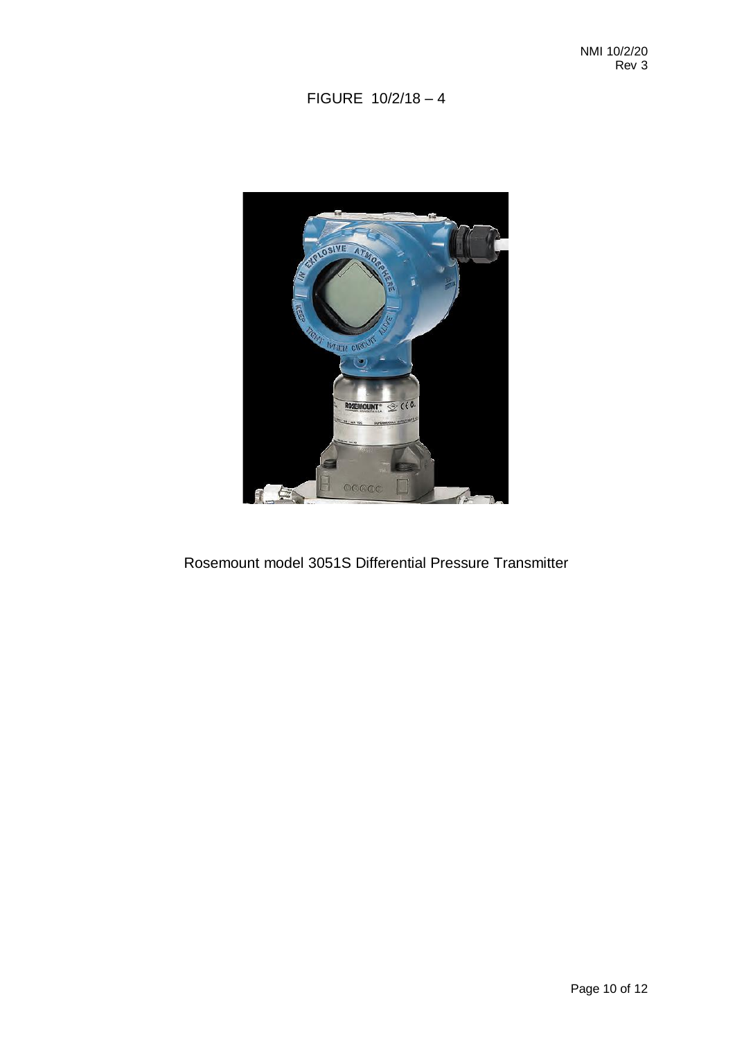FIGURE 10/2/18 – 4

Rosemount model 3051S Differential Pressure Transmitter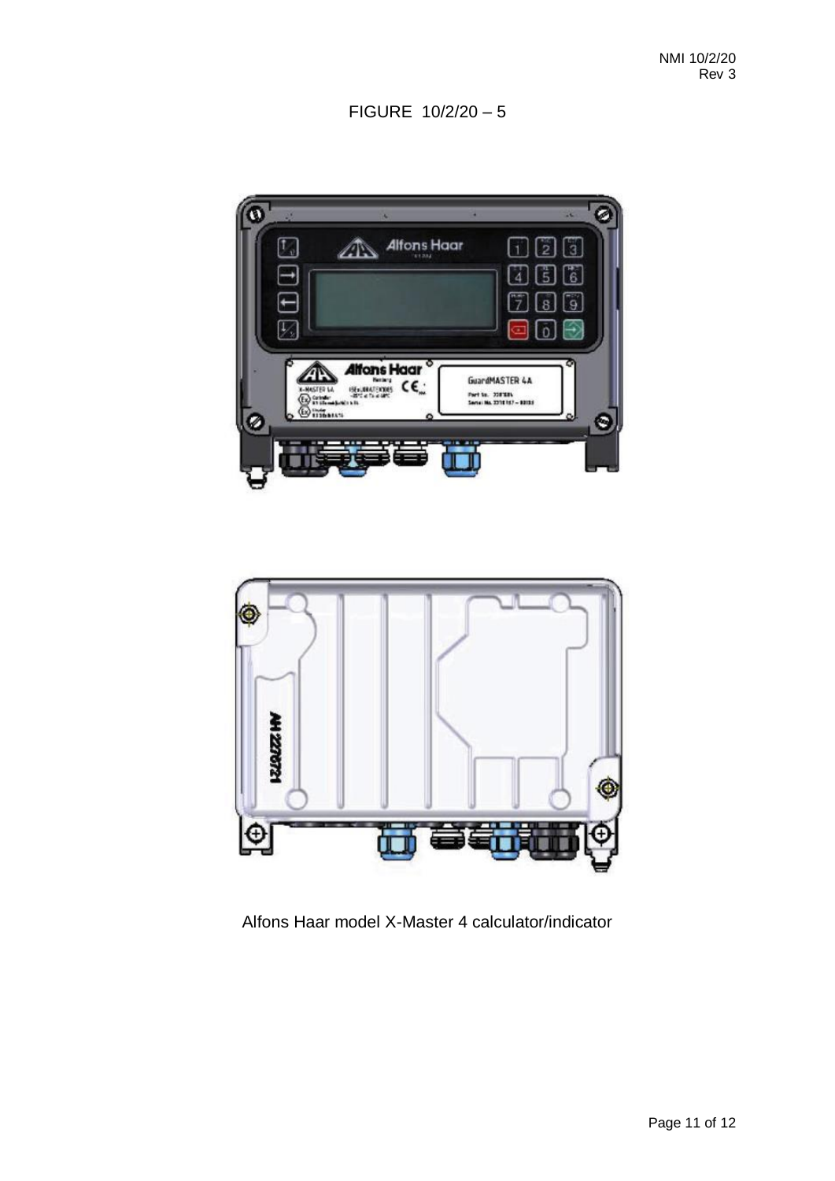FIGURE 10/2/20 – 5

Alfons Haar model X-Master 4 calculator/indicator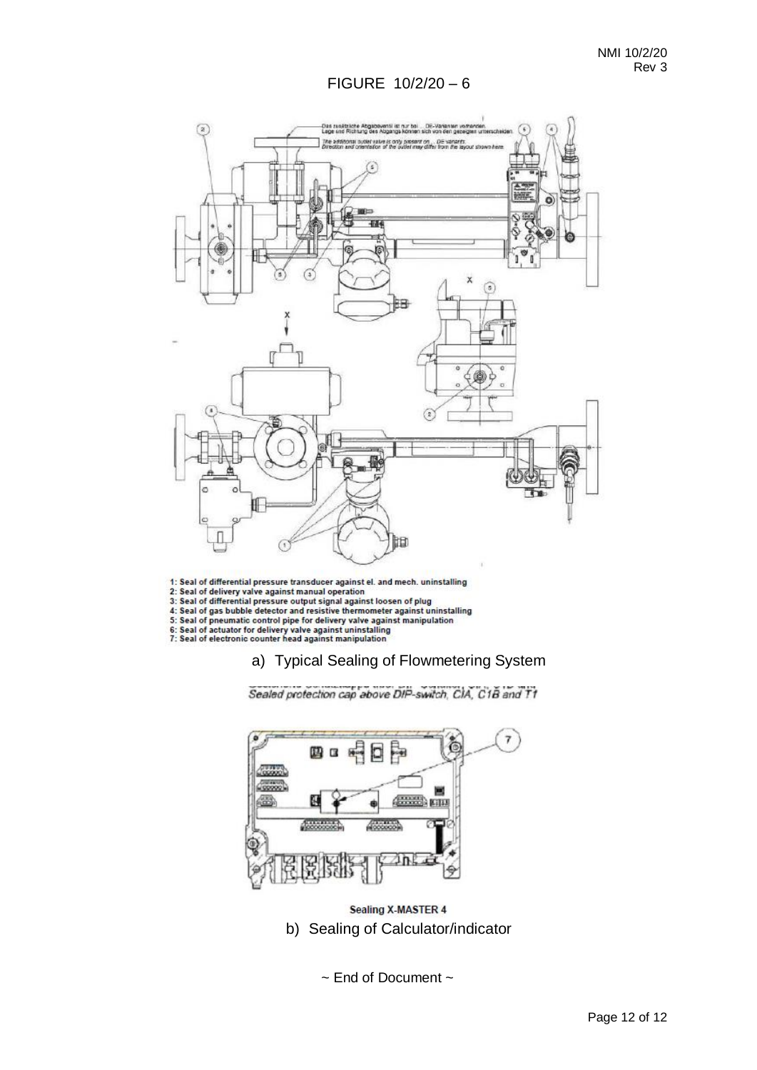FIGURE 10/2/20 – 6

Das zusätzliche Abgabeventil ist nur bei ... DE-Varianten vorhanden.
Lage und Richtung des Abgangs können sich von den gezeigten unterscheiden.

The additional outlet valve is only present on ... DE variants.
Direction and orientation of the outlet may differ from the layout shown here.

1: Seal of differential pressure transducer against el. and mech. uninstalling
2: Seal of delivery valve against manual operation
3: Seal of differential pressure output signal against loosen of plug
4: Seal of gas bubble detector and resistive thermometer against uninstalling
5: Seal of pneumatic control pipe for delivery valve against manipulation
6: Seal of actuator for delivery valve against uninstalling
7: Seal of electronic counter head against manipulation

a) Typical Sealing of Flowmetering System

Sealed protection cap above DIP-switch, CIA, C1B and T1

Sealing X-MASTER 4

b) Sealing of Calculator/indicator

~ End of Document ~